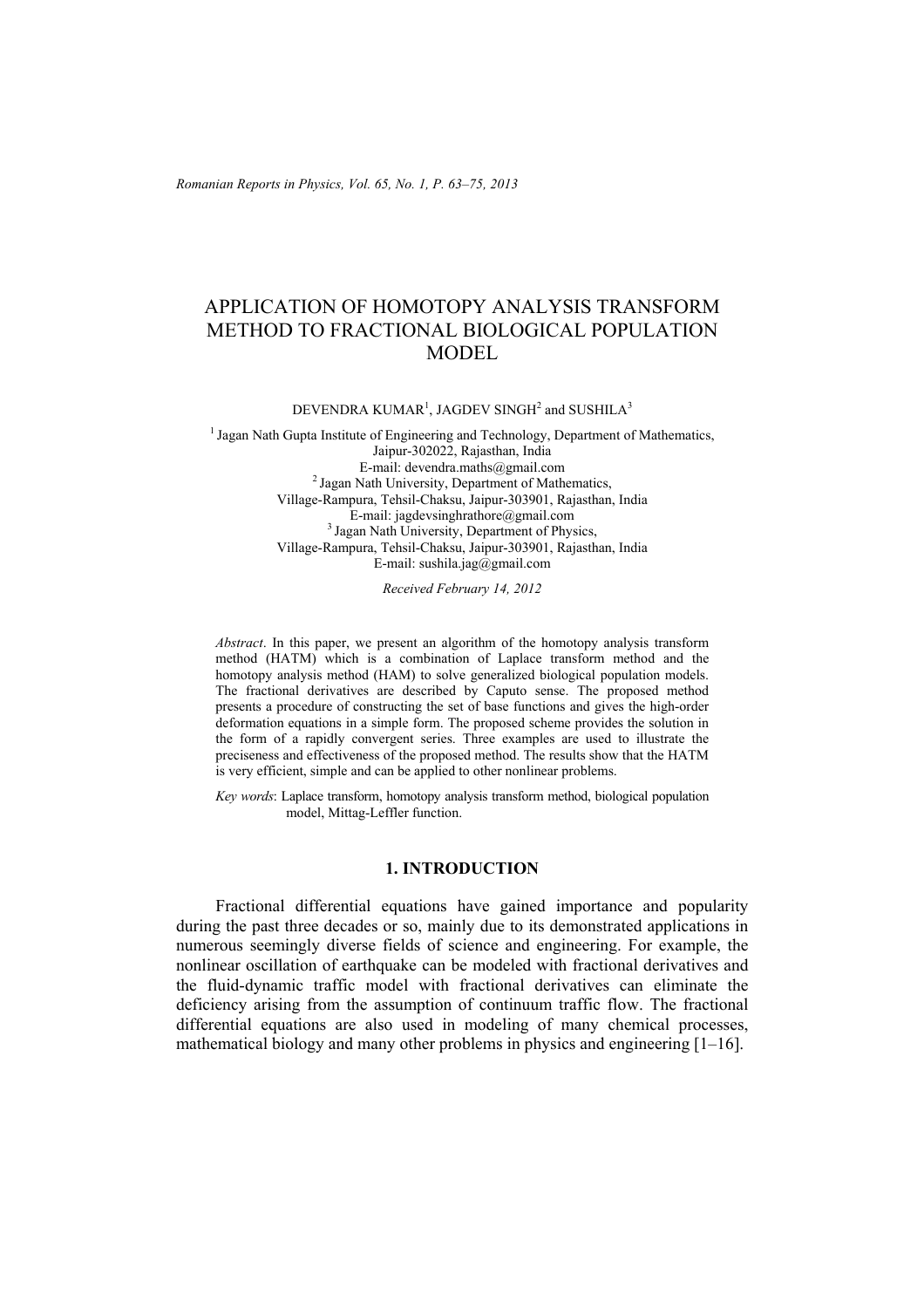# APPLICATION OF HOMOTOPY ANALYSIS TRANSFORM METHOD TO FRACTIONAL BIOLOGICAL POPULATION MODEL

DEVENDRA KUMAR[1], JAGDEV SINGH[2] and SUSHILA[3]

[1] Jagan Nath Gupta Institute of Engineering and Technology, Department of Mathematics, Jaipur-302022, Rajasthan, India
E-mail: devendra.maths@gmail.com

[2] Jagan Nath University, Department of Mathematics, Village-Rampura, Tehsil-Chaksu, Jaipur-303901, Rajasthan, India
E-mail: jagdevsinghrathore@gmail.com

[3] Jagan Nath University, Department of Physics, Village-Rampura, Tehsil-Chaksu, Jaipur-303901, Rajasthan, India
E-mail: sushila.jag@gmail.com

*Received February 14, 2012*

*Abstract*. In this paper, we present an algorithm of the homotopy analysis transform method (HATM) which is a combination of Laplace transform method and the homotopy analysis method (HAM) to solve generalized biological population models. The fractional derivatives are described by Caputo sense. The proposed method presents a procedure of constructing the set of base functions and gives the high-order deformation equations in a simple form. The proposed scheme provides the solution in the form of a rapidly convergent series. Three examples are used to illustrate the preciseness and effectiveness of the proposed method. The results show that the HATM is very efficient, simple and can be applied to other nonlinear problems.

*Key words*: Laplace transform, homotopy analysis transform method, biological population model, Mittag-Leffler function.

## 1. INTRODUCTION

Fractional differential equations have gained importance and popularity during the past three decades or so, mainly due to its demonstrated applications in numerous seemingly diverse fields of science and engineering. For example, the nonlinear oscillation of earthquake can be modeled with fractional derivatives and the fluid-dynamic traffic model with fractional derivatives can eliminate the deficiency arising from the assumption of continuum traffic flow. The fractional differential equations are also used in modeling of many chemical processes, mathematical biology and many other problems in physics and engineering [1–16].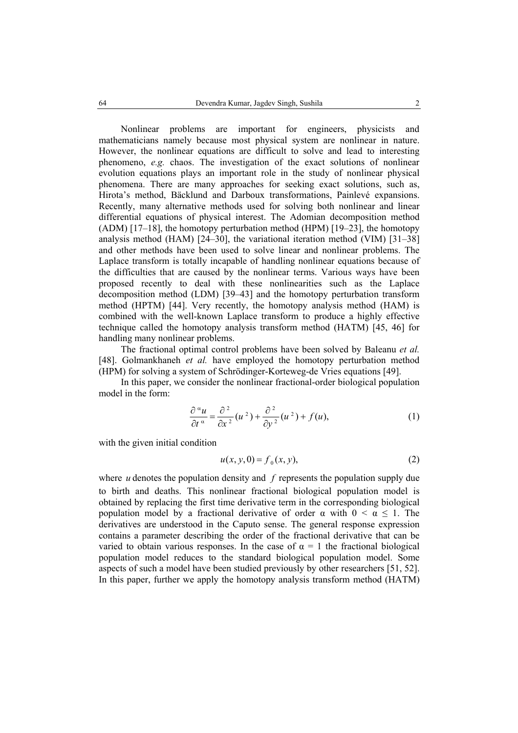Nonlinear problems are important for engineers, physicists and mathematicians namely because most physical system are nonlinear in nature. However, the nonlinear equations are difficult to solve and lead to interesting phenomeno, *e.g.* chaos. The investigation of the exact solutions of nonlinear evolution equations plays an important role in the study of nonlinear physical phenomena. There are many approaches for seeking exact solutions, such as, Hirota's method, Bäcklund and Darboux transformations, Painlevé expansions. Recently, many alternative methods used for solving both nonlinear and linear differential equations of physical interest. The Adomian decomposition method (ADM) [17–18], the homotopy perturbation method (HPM) [19–23], the homotopy analysis method (HAM) [24–30], the variational iteration method (VIM) [31–38] and other methods have been used to solve linear and nonlinear problems. The Laplace transform is totally incapable of handling nonlinear equations because of the difficulties that are caused by the nonlinear terms. Various ways have been proposed recently to deal with these nonlinearities such as the Laplace decomposition method (LDM) [39–43] and the homotopy perturbation transform method (HPTM) [44]. Very recently, the homotopy analysis method (HAM) is combined with the well-known Laplace transform to produce a highly effective technique called the homotopy analysis transform method (HATM) [45, 46] for handling many nonlinear problems.

The fractional optimal control problems have been solved by Baleanu *et al.* [48]. Golmankhaneh *et al.* have employed the homotopy perturbation method (HPM) for solving a system of Schrödinger-Korteweg-de Vries equations [49].

In this paper, we consider the nonlinear fractional-order biological population model in the form:

$$\frac{\partial^{\alpha} u}{\partial t^{\alpha}} = \frac{\partial^2}{\partial x^2}(u^2) + \frac{\partial^2}{\partial y^2}(u^2) + f(u), \tag{1}$$

with the given initial condition

$$u(x, y, 0) = f_0(x, y), \tag{2}$$

where $u$ denotes the population density and $f$ represents the population supply due to birth and deaths. This nonlinear fractional biological population model is obtained by replacing the first time derivative term in the corresponding biological population model by a fractional derivative of order $\alpha$ with $0 < \alpha \leq 1$. The derivatives are understood in the Caputo sense. The general response expression contains a parameter describing the order of the fractional derivative that can be varied to obtain various responses. In the case of $\alpha = 1$ the fractional biological population model reduces to the standard biological population model. Some aspects of such a model have been studied previously by other researchers [51, 52]. In this paper, further we apply the homotopy analysis transform method (HATM)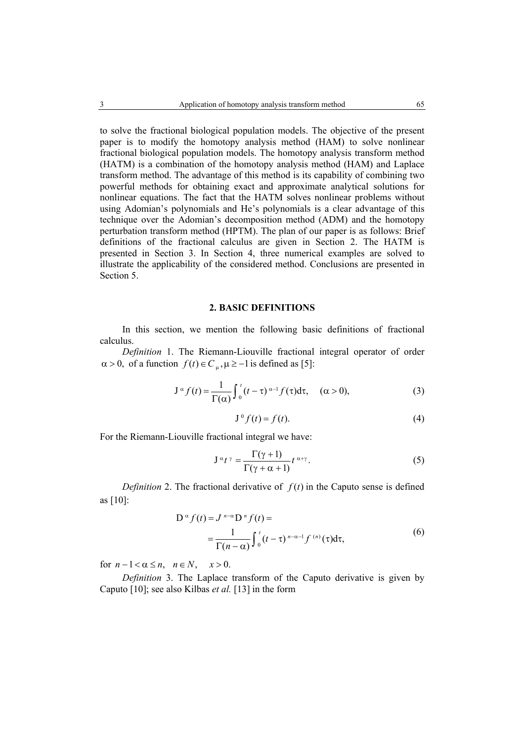to solve the fractional biological population models. The objective of the present paper is to modify the homotopy analysis method (HAM) to solve nonlinear fractional biological population models. The homotopy analysis transform method (HATM) is a combination of the homotopy analysis method (HAM) and Laplace transform method. The advantage of this method is its capability of combining two powerful methods for obtaining exact and approximate analytical solutions for nonlinear equations. The fact that the HATM solves nonlinear problems without using Adomian's polynomials and He's polynomials is a clear advantage of this technique over the Adomian's decomposition method (ADM) and the homotopy perturbation transform method (HPTM). The plan of our paper is as follows: Brief definitions of the fractional calculus are given in Section 2. The HATM is presented in Section 3. In Section 4, three numerical examples are solved to illustrate the applicability of the considered method. Conclusions are presented in Section 5.

## 2. BASIC DEFINITIONS

In this section, we mention the following basic definitions of fractional calculus.

*Definition* 1. The Riemann-Liouville fractional integral operator of order $\alpha > 0,$ of a function $f(t) \in C_{\mu}, \mu \geq -1$ is defined as [5]:

$$\mathrm{J}^{\alpha} f(t) = \frac{1}{\Gamma(\alpha)} \int_0^t (t-\tau)^{\alpha-1} f(\tau) \mathrm{d}\tau, \quad (\alpha > 0), \tag{3}$$

$$\mathrm{J}^{0} f(t) = f(t). \tag{4}$$

For the Riemann-Liouville fractional integral we have:

$$\mathrm{J}^{\alpha} t^{\gamma} = \frac{\Gamma(\gamma+1)}{\Gamma(\gamma+\alpha+1)} t^{\alpha+\gamma}. \tag{5}$$

*Definition* 2. The fractional derivative of $f(t)$ in the Caputo sense is defined as [10]:

$$\begin{aligned} \mathrm{D}^{\alpha} f(t) &= J^{n-\alpha} \mathrm{D}^{n} f(t) = \\ &= \frac{1}{\Gamma(n-\alpha)} \int_0^t (t-\tau)^{n-\alpha-1} f^{(n)}(\tau) \mathrm{d}\tau, \end{aligned} \tag{6}$$

for $n-1 < \alpha \leq n, \quad n \in N, \quad x > 0.$

*Definition* 3. The Laplace transform of the Caputo derivative is given by Caputo [10]; see also Kilbas *et al.* [13] in the form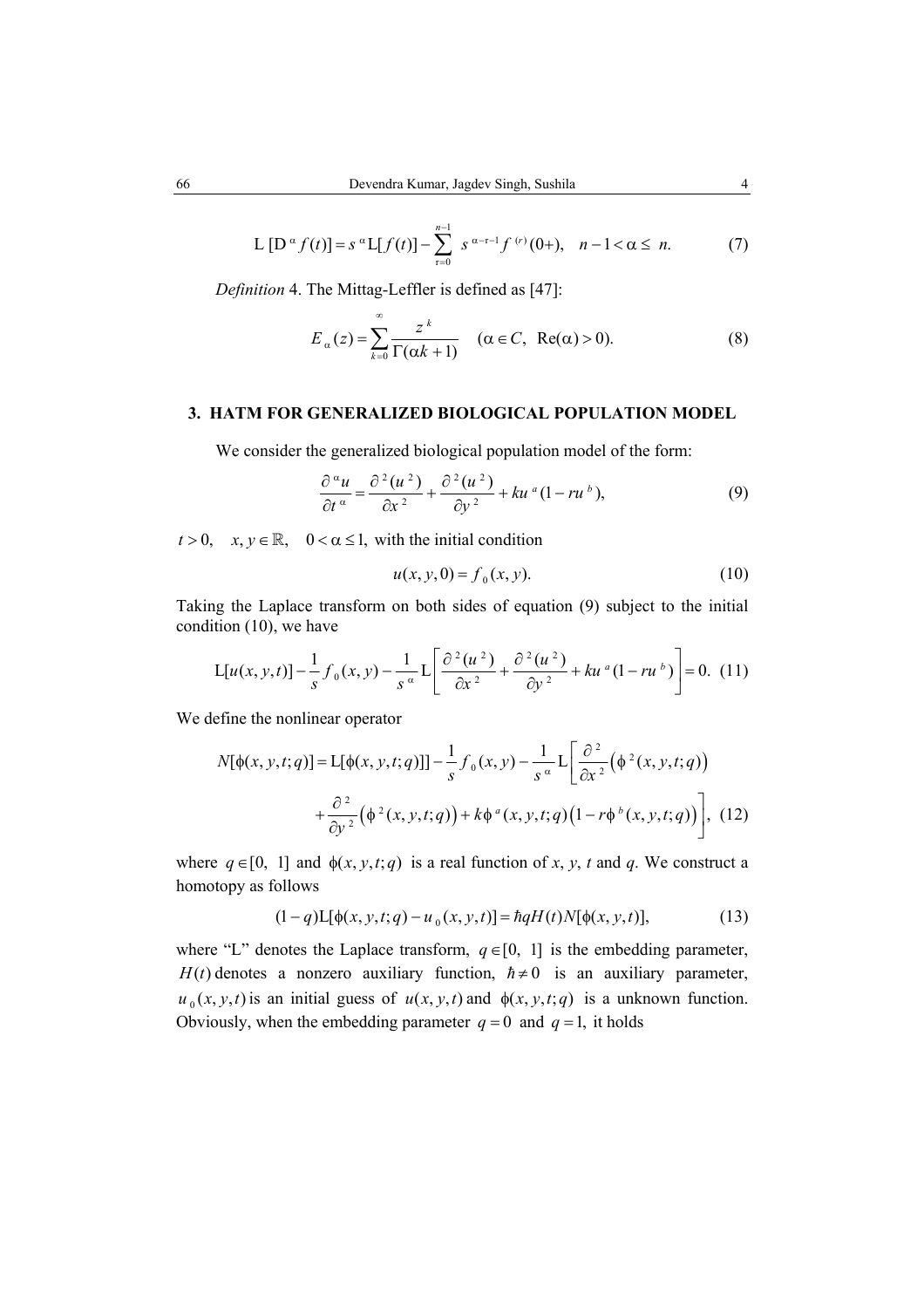$$\mathrm{L}\,[\mathrm{D}^{\alpha} f(t)] = s^{\alpha}\mathrm{L}[f(t)] - \sum_{\mathrm{r}=0}^{n-1} s^{\alpha-\mathrm{r}-1} f^{(r)}(0+), \quad n-1 < \alpha \leq n. \tag{7}$$

*Definition* 4. The Mittag-Leffler is defined as [47]:

$$E_{\alpha}(z) = \sum_{k=0}^{\infty} \frac{z^k}{\Gamma(\alpha k + 1)} \quad (\alpha \in C,\ \mathrm{Re}(\alpha) > 0). \tag{8}$$

## 3. HATM FOR GENERALIZED BIOLOGICAL POPULATION MODEL

We consider the generalized biological population model of the form:

$$\frac{\partial^{\alpha} u}{\partial t^{\alpha}} = \frac{\partial^2 (u^2)}{\partial x^2} + \frac{\partial^2 (u^2)}{\partial y^2} + k u^a (1 - r u^b), \tag{9}$$

$t > 0, \quad x, y \in \mathbb{R}, \quad 0 < \alpha \leq 1,$ with the initial condition

$$u(x, y, 0) = f_0(x, y). \tag{10}$$

Taking the Laplace transform on both sides of equation (9) subject to the initial condition (10), we have

$$\mathrm{L}[u(x, y, t)] - \frac{1}{s} f_0(x, y) - \frac{1}{s^{\alpha}} \mathrm{L}\left[ \frac{\partial^2 (u^2)}{\partial x^2} + \frac{\partial^2 (u^2)}{\partial y^2} + k u^a (1 - r u^b) \right] = 0. \tag{11}$$

We define the nonlinear operator

$$N[\phi(x, y, t; q)] = \mathrm{L}[\phi(x, y, t; q)]] - \frac{1}{s} f_0(x, y) - \frac{1}{s^{\alpha}} \mathrm{L}\left[ \frac{\partial^2}{\partial x^2}\left(\phi^2(x, y, t; q)\right) \right.$$
$$\left. + \frac{\partial^2}{\partial y^2}\left(\phi^2(x, y, t; q)\right) + k\phi^a(x, y, t; q)\left(1 - r\phi^b(x, y, t; q)\right) \right], \tag{12}$$

where $q \in [0,\ 1]$ and $\phi(x, y, t; q)$ is a real function of $x$, $y$, $t$ and $q$. We construct a homotopy as follows

$$(1 - q)\mathrm{L}[\phi(x, y, t; q) - u_0(x, y, t)] = \hbar q H(t) N[\phi(x, y, t)], \tag{13}$$

where "L" denotes the Laplace transform, $q \in [0,\ 1]$ is the embedding parameter, $H(t)$ denotes a nonzero auxiliary function, $\hbar \neq 0$ is an auxiliary parameter, $u_0(x, y, t)$ is an initial guess of $u(x, y, t)$ and $\phi(x, y, t; q)$ is a unknown function. Obviously, when the embedding parameter $q = 0$ and $q = 1,$ it holds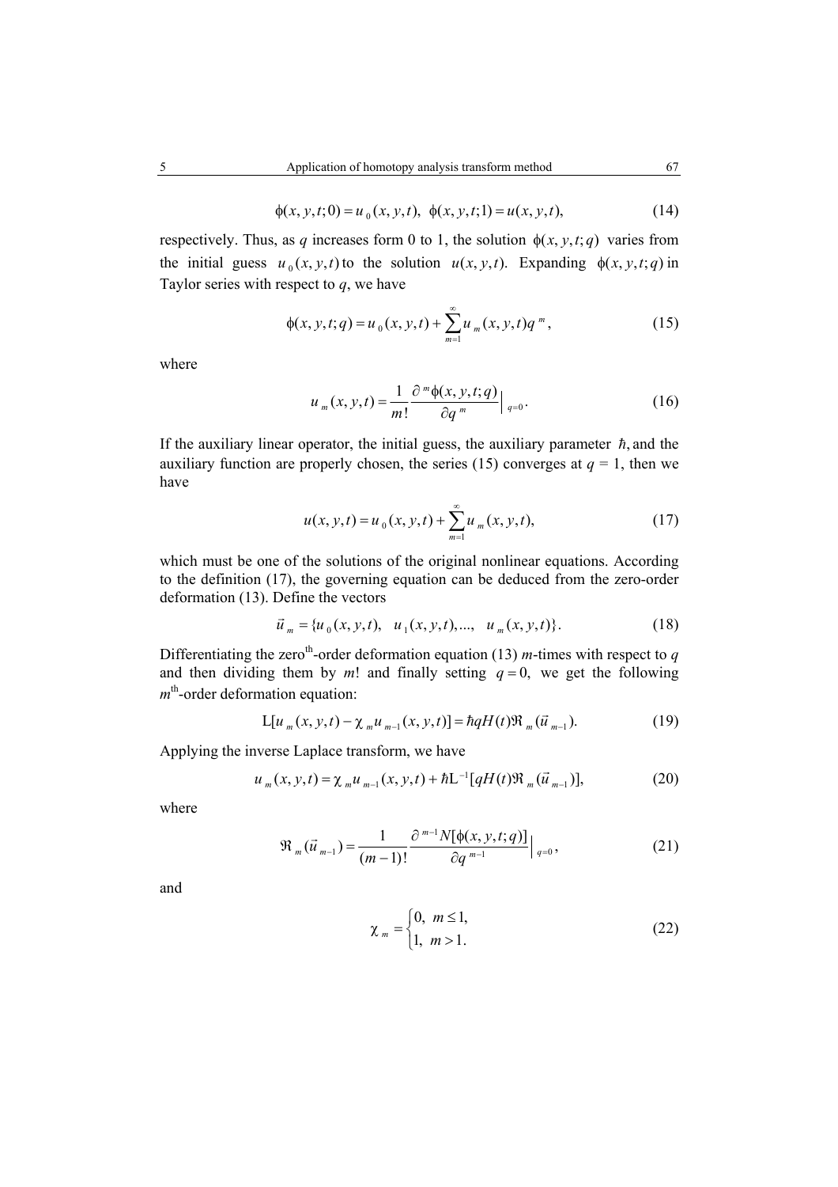$$\phi(x,y,t;0) = u_0(x,y,t), \;\; \phi(x,y,t;1) = u(x,y,t), \tag{14}$$

respectively. Thus, as $q$ increases form 0 to 1, the solution $\phi(x,y,t;q)$ varies from the initial guess $u_0(x,y,t)$ to the solution $u(x,y,t)$. Expanding $\phi(x,y,t;q)$ in Taylor series with respect to $q$, we have

$$\phi(x,y,t;q) = u_0(x,y,t) + \sum_{m=1}^{\infty} u_m(x,y,t) q^m, \tag{15}$$

where

$$u_m(x,y,t) = \frac{1}{m!} \frac{\partial^m \phi(x,y,t;q)}{\partial q^m}\Big|_{q=0}. \tag{16}$$

If the auxiliary linear operator, the initial guess, the auxiliary parameter $\hbar$, and the auxiliary function are properly chosen, the series (15) converges at $q = 1$, then we have

$$u(x,y,t) = u_0(x,y,t) + \sum_{m=1}^{\infty} u_m(x,y,t), \tag{17}$$

which must be one of the solutions of the original nonlinear equations. According to the definition (17), the governing equation can be deduced from the zero-order deformation (13). Define the vectors

$$\vec{u}_m = \{u_0(x,y,t), \;\; u_1(x,y,t), ..., \;\; u_m(x,y,t)\}. \tag{18}$$

Differentiating the zero$^{\text{th}}$-order deformation equation (13) $m$-times with respect to $q$ and then dividing them by $m!$ and finally setting $q = 0$, we get the following $m^{\text{th}}$-order deformation equation:

$$\mathrm{L}[u_m(x,y,t) - \chi_m u_{m-1}(x,y,t)] = \hbar q H(t) \Re_m(\vec{u}_{m-1}). \tag{19}$$

Applying the inverse Laplace transform, we have

$$u_m(x,y,t) = \chi_m u_{m-1}(x,y,t) + \hbar \mathrm{L}^{-1}[q H(t) \Re_m(\vec{u}_{m-1})], \tag{20}$$

where

$$\Re_m(\vec{u}_{m-1}) = \frac{1}{(m-1)!} \frac{\partial^{m-1} N[\phi(x,y,t;q)]}{\partial q^{m-1}}\Big|_{q=0}, \tag{21}$$

and

$$\chi_m = \begin{cases} 0, & m \le 1, \\ 1, & m > 1. \end{cases} \tag{22}$$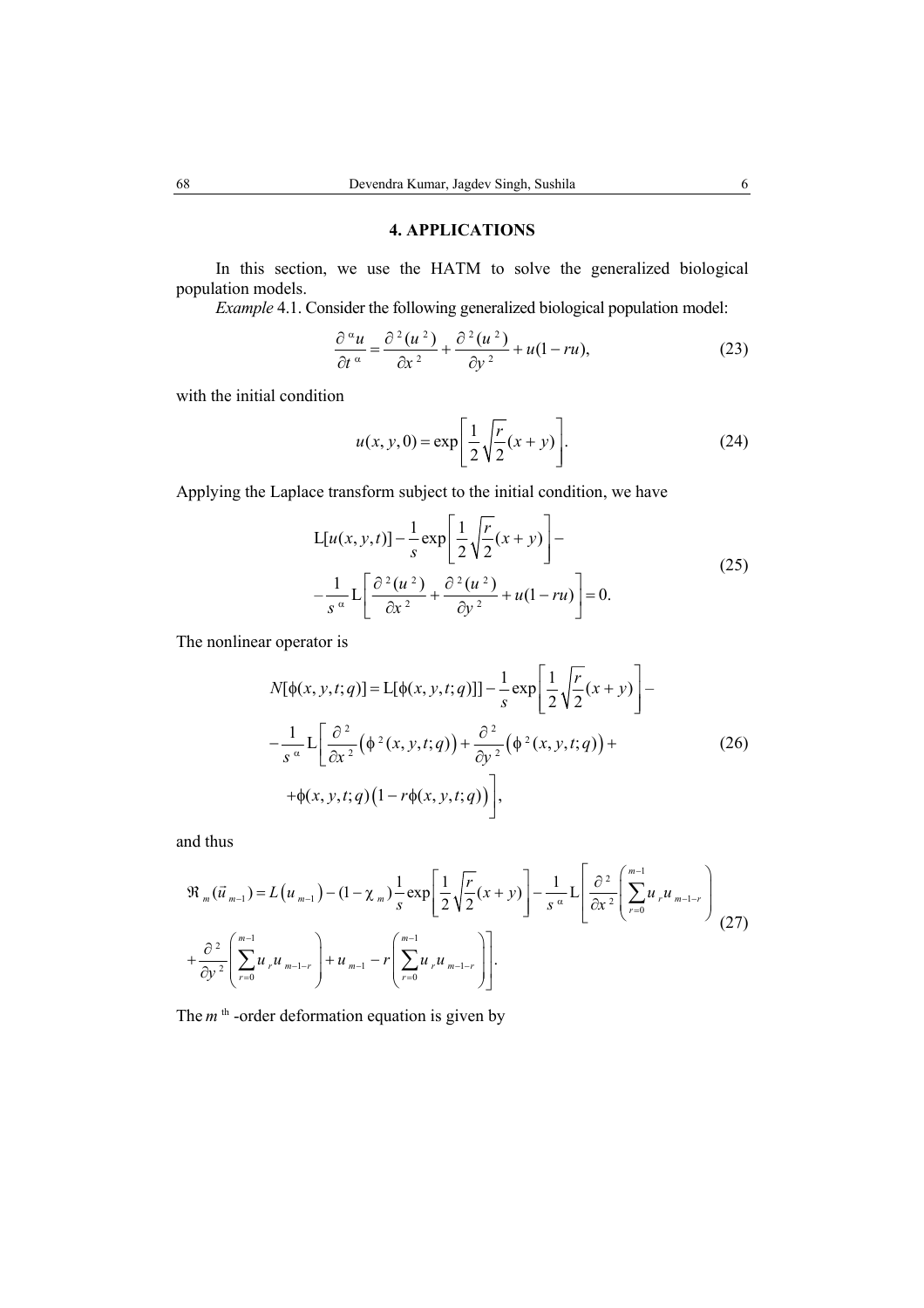## 4. APPLICATIONS

In this section, we use the HATM to solve the generalized biological population models.

*Example* 4.1. Consider the following generalized biological population model:

$$\frac{\partial^{\alpha} u}{\partial t^{\alpha}} = \frac{\partial^{2}(u^{2})}{\partial x^{2}} + \frac{\partial^{2}(u^{2})}{\partial y^{2}} + u(1 - ru), \tag{23}$$

with the initial condition

$$u(x, y, 0) = \exp\left[\frac{1}{2}\sqrt{\frac{r}{2}}(x + y)\right]. \tag{24}$$

Applying the Laplace transform subject to the initial condition, we have

$$\begin{aligned} &\mathrm{L}[u(x, y, t)] - \frac{1}{s}\exp\left[\frac{1}{2}\sqrt{\frac{r}{2}}(x + y)\right] - \\ &-\frac{1}{s^{\alpha}}\mathrm{L}\left[\frac{\partial^{2}(u^{2})}{\partial x^{2}} + \frac{\partial^{2}(u^{2})}{\partial y^{2}} + u(1 - ru)\right] = 0. \end{aligned} \tag{25}$$

The nonlinear operator is

$$\begin{aligned} N[\phi(x, y, t; q)] &= \mathrm{L}[\phi(x, y, t; q)] - \frac{1}{s}\exp\left[\frac{1}{2}\sqrt{\frac{r}{2}}(x + y)\right] - \\ &-\frac{1}{s^{\alpha}}\mathrm{L}\left[\frac{\partial^{2}}{\partial x^{2}}\left(\phi^{2}(x, y, t; q)\right) + \frac{\partial^{2}}{\partial y^{2}}\left(\phi^{2}(x, y, t; q)\right) + \right. \\ &\left. +\phi(x, y, t; q)\left(1 - r\phi(x, y, t; q)\right)\right], \end{aligned} \tag{26}$$

and thus

$$\begin{aligned} \Re_{m}(\vec{u}_{m-1}) &= L\left(u_{m-1}\right) - (1 - \chi_{m})\frac{1}{s}\exp\left[\frac{1}{2}\sqrt{\frac{r}{2}}(x + y)\right] - \frac{1}{s^{\alpha}}\mathrm{L}\left[\frac{\partial^{2}}{\partial x^{2}}\left(\sum_{r=0}^{m-1} u_{r} u_{m-1-r}\right)\right. \\ &\left. + \frac{\partial^{2}}{\partial y^{2}}\left(\sum_{r=0}^{m-1} u_{r} u_{m-1-r}\right) + u_{m-1} - r\left(\sum_{r=0}^{m-1} u_{r} u_{m-1-r}\right)\right]. \end{aligned} \tag{27}$$

The $m^{\text{th}}$-order deformation equation is given by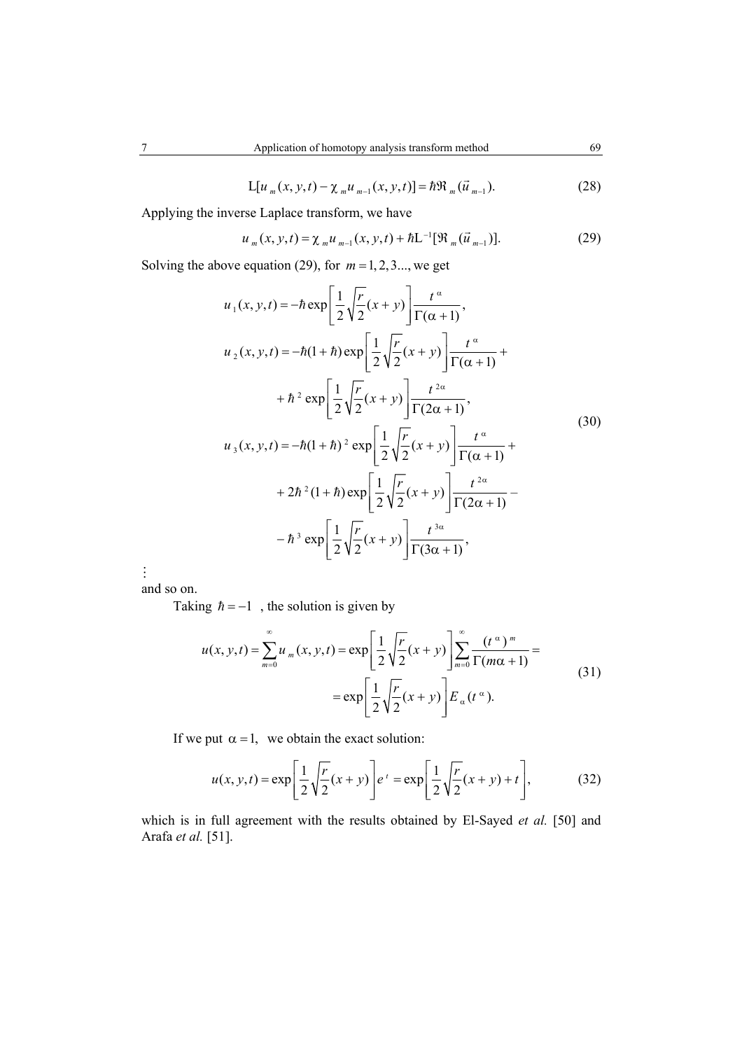$$\mathrm{L}[u_m(x,y,t) - \chi_m u_{m-1}(x,y,t)] = \hbar \Re_m(\vec{u}_{m-1}). \tag{28}$$

Applying the inverse Laplace transform, we have

$$u_m(x,y,t) = \chi_m u_{m-1}(x,y,t) + \hbar \mathrm{L}^{-1}[\Re_m(\vec{u}_{m-1})]. \tag{29}$$

Solving the above equation (29), for $m = 1, 2, 3...$, we get

$$\begin{aligned}
u_1(x,y,t) &= -\hbar \exp\left[\frac{1}{2}\sqrt{\frac{r}{2}}(x+y)\right]\frac{t^{\alpha}}{\Gamma(\alpha+1)},\\
u_2(x,y,t) &= -\hbar(1+\hbar)\exp\left[\frac{1}{2}\sqrt{\frac{r}{2}}(x+y)\right]\frac{t^{\alpha}}{\Gamma(\alpha+1)} +\\
&\quad + \hbar^2 \exp\left[\frac{1}{2}\sqrt{\frac{r}{2}}(x+y)\right]\frac{t^{2\alpha}}{\Gamma(2\alpha+1)},\\
u_3(x,y,t) &= -\hbar(1+\hbar)^2\exp\left[\frac{1}{2}\sqrt{\frac{r}{2}}(x+y)\right]\frac{t^{\alpha}}{\Gamma(\alpha+1)} +\\
&\quad + 2\hbar^2(1+\hbar)\exp\left[\frac{1}{2}\sqrt{\frac{r}{2}}(x+y)\right]\frac{t^{2\alpha}}{\Gamma(2\alpha+1)} -\\
&\quad - \hbar^3 \exp\left[\frac{1}{2}\sqrt{\frac{r}{2}}(x+y)\right]\frac{t^{3\alpha}}{\Gamma(3\alpha+1)},
\end{aligned} \tag{30}$$

$\vdots$

and so on.

Taking $\hbar = -1$, the solution is given by

$$\begin{aligned}
u(x,y,t) = \sum_{m=0}^{\infty} u_m(x,y,t) &= \exp\left[\frac{1}{2}\sqrt{\frac{r}{2}}(x+y)\right]\sum_{m=0}^{\infty}\frac{(t^{\alpha})^m}{\Gamma(m\alpha+1)} =\\
&= \exp\left[\frac{1}{2}\sqrt{\frac{r}{2}}(x+y)\right]E_{\alpha}(t^{\alpha}).
\end{aligned} \tag{31}$$

If we put $\alpha = 1$, we obtain the exact solution:

$$u(x,y,t) = \exp\left[\frac{1}{2}\sqrt{\frac{r}{2}}(x+y)\right]e^{t} = \exp\left[\frac{1}{2}\sqrt{\frac{r}{2}}(x+y) + t\right], \tag{32}$$

which is in full agreement with the results obtained by El-Sayed *et al.* [50] and Arafa *et al.* [51].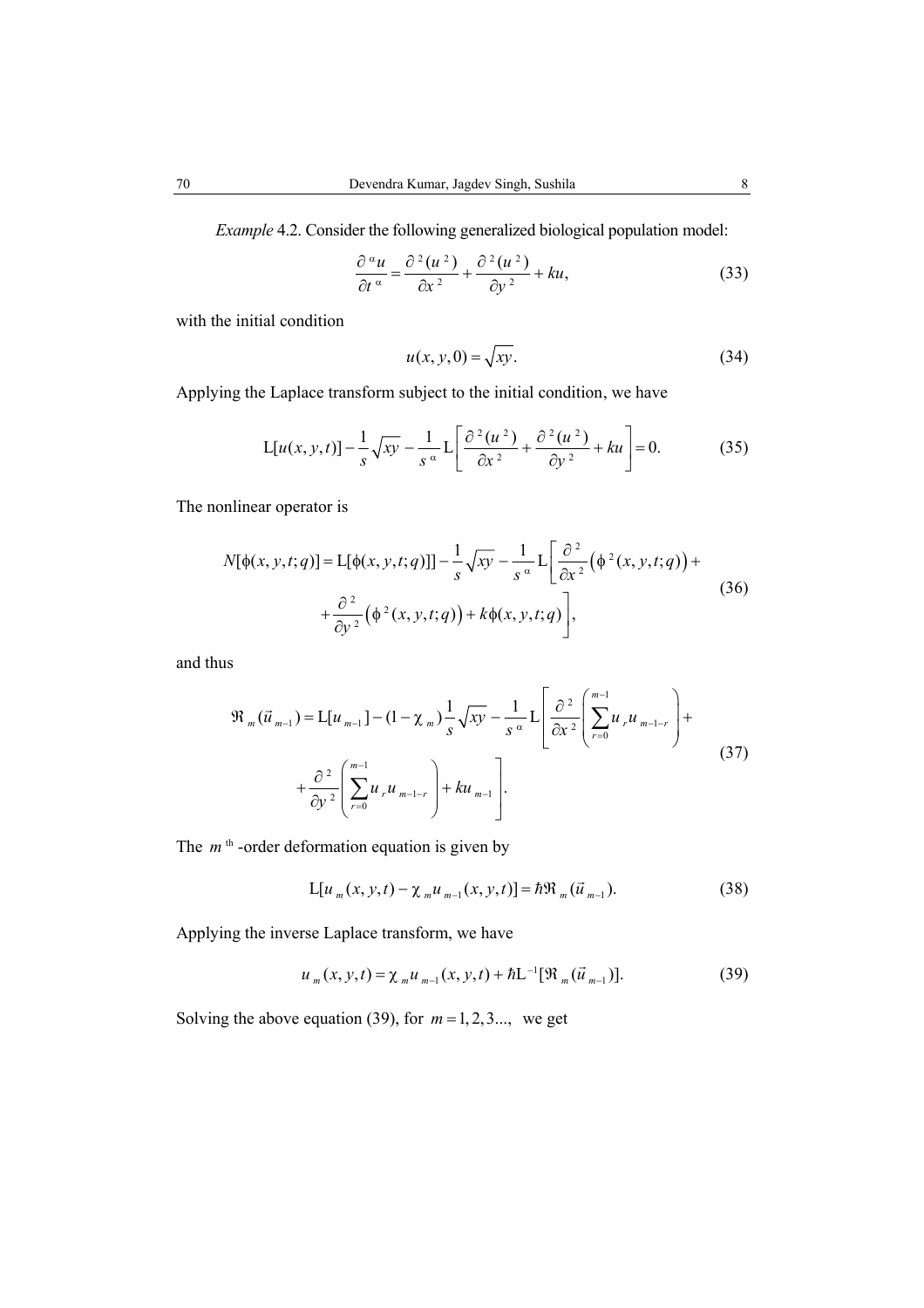*Example* 4.2. Consider the following generalized biological population model:

$$\frac{\partial^{\alpha} u}{\partial t^{\alpha}} = \frac{\partial^{2}(u^{2})}{\partial x^{2}} + \frac{\partial^{2}(u^{2})}{\partial y^{2}} + ku, \tag{33}$$

with the initial condition

$$u(x, y, 0) = \sqrt{xy}. \tag{34}$$

Applying the Laplace transform subject to the initial condition, we have

$$\mathrm{L}[u(x, y, t)] - \frac{1}{s}\sqrt{xy} - \frac{1}{s^{\alpha}}\mathrm{L}\left[\frac{\partial^{2}(u^{2})}{\partial x^{2}} + \frac{\partial^{2}(u^{2})}{\partial y^{2}} + ku\right] = 0. \tag{35}$$

The nonlinear operator is

$$\begin{aligned} N[\phi(x, y, t; q)] = \mathrm{L}[\phi(x, y, t; q)]] - \frac{1}{s}\sqrt{xy} - \frac{1}{s^{\alpha}}\mathrm{L}\Bigg[\frac{\partial^{2}}{\partial x^{2}}\left(\phi^{2}(x, y, t; q)\right) + \\ + \frac{\partial^{2}}{\partial y^{2}}\left(\phi^{2}(x, y, t; q)\right) + k\phi(x, y, t; q)\Bigg], \end{aligned} \tag{36}$$

and thus

$$\begin{aligned} \Re_{m}(\vec{u}_{m-1}) = \mathrm{L}[u_{m-1}] - (1-\chi_{m})\frac{1}{s}\sqrt{xy} - \frac{1}{s^{\alpha}}\mathrm{L}\Bigg[\frac{\partial^{2}}{\partial x^{2}}\left(\sum_{r=0}^{m-1} u_{r}u_{m-1-r}\right) + \\ + \frac{\partial^{2}}{\partial y^{2}}\left(\sum_{r=0}^{m-1} u_{r}u_{m-1-r}\right) + ku_{m-1}\Bigg]. \end{aligned} \tag{37}$$

The $m^{\text{th}}$-order deformation equation is given by

$$\mathrm{L}[u_{m}(x, y, t) - \chi_{m}u_{m-1}(x, y, t)] = \hbar\Re_{m}(\vec{u}_{m-1}). \tag{38}$$

Applying the inverse Laplace transform, we have

$$u_{m}(x, y, t) = \chi_{m}u_{m-1}(x, y, t) + \hbar\mathrm{L}^{-1}[\Re_{m}(\vec{u}_{m-1})]. \tag{39}$$

Solving the above equation (39), for $m = 1, 2, 3...,$ we get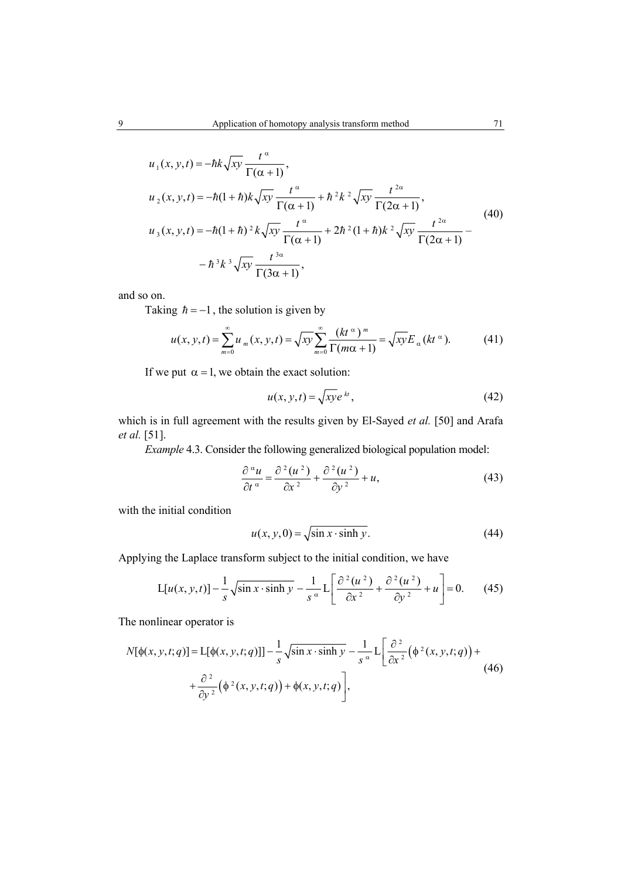$$
\begin{aligned}
u_1(x,y,t) &= -\hbar k\sqrt{xy}\,\frac{t^{\alpha}}{\Gamma(\alpha+1)},\\
u_2(x,y,t) &= -\hbar(1+\hbar)k\sqrt{xy}\,\frac{t^{\alpha}}{\Gamma(\alpha+1)} + \hbar^2 k^2\sqrt{xy}\,\frac{t^{2\alpha}}{\Gamma(2\alpha+1)},\\
u_3(x,y,t) &= -\hbar(1+\hbar)^2 k\sqrt{xy}\,\frac{t^{\alpha}}{\Gamma(\alpha+1)} + 2\hbar^2(1+\hbar)k^2\sqrt{xy}\,\frac{t^{2\alpha}}{\Gamma(2\alpha+1)} -\\
&\quad - \hbar^3 k^3\sqrt{xy}\,\frac{t^{3\alpha}}{\Gamma(3\alpha+1)},
\end{aligned}
\tag{40}
$$

and so on.

Taking $\hbar = -1$, the solution is given by

$$
u(x,y,t) = \sum_{m=0}^{\infty} u_m(x,y,t) = \sqrt{xy}\sum_{m=0}^{\infty}\frac{(kt^{\alpha})^m}{\Gamma(m\alpha+1)} = \sqrt{xy}E_{\alpha}(kt^{\alpha}). \tag{41}
$$

If we put $\alpha = 1$, we obtain the exact solution:

$$
u(x,y,t) = \sqrt{xy}e^{kt}, \tag{42}
$$

which is in full agreement with the results given by El-Sayed *et al.* [50] and Arafa *et al.* [51].

*Example* 4.3. Consider the following generalized biological population model:

$$
\frac{\partial^{\alpha} u}{\partial t^{\alpha}} = \frac{\partial^2(u^2)}{\partial x^2} + \frac{\partial^2(u^2)}{\partial y^2} + u, \tag{43}
$$

with the initial condition

$$
u(x,y,0) = \sqrt{\sin x \cdot \sinh y}. \tag{44}
$$

Applying the Laplace transform subject to the initial condition, we have

$$
\mathrm{L}[u(x,y,t)] - \frac{1}{s}\sqrt{\sin x \cdot \sinh y} - \frac{1}{s^{\alpha}}\mathrm{L}\left[\frac{\partial^2(u^2)}{\partial x^2} + \frac{\partial^2(u^2)}{\partial y^2} + u\right] = 0. \tag{45}
$$

The nonlinear operator is

$$
\begin{aligned}
N[\phi(x,y,t;q)] &= \mathrm{L}[\phi(x,y,t;q)] - \frac{1}{s}\sqrt{\sin x \cdot \sinh y} - \frac{1}{s^{\alpha}}\mathrm{L}\left[\frac{\partial^2}{\partial x^2}\left(\phi^2(x,y,t;q)\right) + \right.\\
&\quad \left. + \frac{\partial^2}{\partial y^2}\left(\phi^2(x,y,t;q)\right) + \phi(x,y,t;q)\right],
\end{aligned}
\tag{46}
$$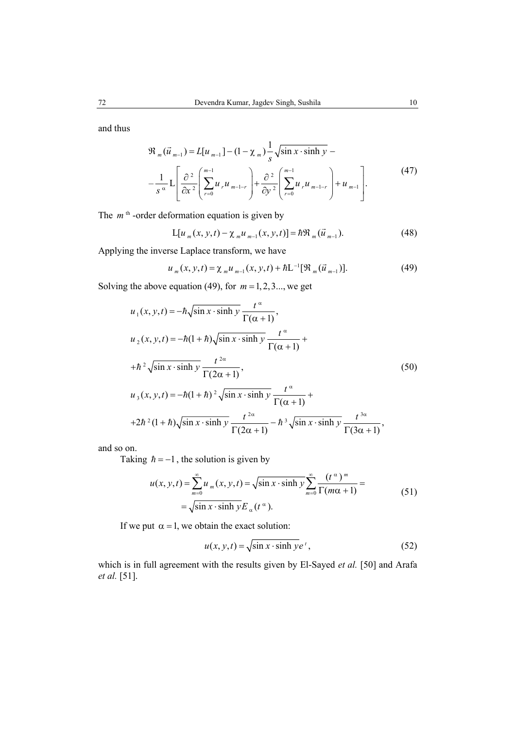and thus

$$\Re_m(\vec{u}_{m-1}) = L[u_{m-1}] - (1-\chi_m)\frac{1}{s}\sqrt{\sin x \cdot \sinh y} -$$
$$-\frac{1}{s^{\alpha}}\mathrm{L}\left[\frac{\partial^2}{\partial x^2}\left(\sum_{r=0}^{m-1} u_r u_{m-1-r}\right) + \frac{\partial^2}{\partial y^2}\left(\sum_{r=0}^{m-1} u_r u_{m-1-r}\right) + u_{m-1}\right]. \tag{47}$$

The $m^{\text{th}}$-order deformation equation is given by

$$\mathrm{L}[u_m(x,y,t) - \chi_m u_{m-1}(x,y,t)] = \hbar \Re_m(\vec{u}_{m-1}). \tag{48}$$

Applying the inverse Laplace transform, we have

$$u_m(x,y,t) = \chi_m u_{m-1}(x,y,t) + \hbar \mathrm{L}^{-1}[\Re_m(\vec{u}_{m-1})]. \tag{49}$$

Solving the above equation (49), for $m = 1,2,3...$, we get

$$u_1(x,y,t) = -\hbar\sqrt{\sin x \cdot \sinh y}\,\frac{t^{\alpha}}{\Gamma(\alpha+1)},$$
$$u_2(x,y,t) = -\hbar(1+\hbar)\sqrt{\sin x \cdot \sinh y}\,\frac{t^{\alpha}}{\Gamma(\alpha+1)} +$$
$$+\hbar^2\sqrt{\sin x \cdot \sinh y}\,\frac{t^{2\alpha}}{\Gamma(2\alpha+1)}, \tag{50}$$
$$u_3(x,y,t) = -\hbar(1+\hbar)^2\sqrt{\sin x \cdot \sinh y}\,\frac{t^{\alpha}}{\Gamma(\alpha+1)} +$$
$$+2\hbar^2(1+\hbar)\sqrt{\sin x \cdot \sinh y}\,\frac{t^{2\alpha}}{\Gamma(2\alpha+1)} - \hbar^3\sqrt{\sin x \cdot \sinh y}\,\frac{t^{3\alpha}}{\Gamma(3\alpha+1)},$$

and so on.

Taking $\hbar = -1$, the solution is given by

$$u(x,y,t) = \sum_{m=0}^{\infty} u_m(x,y,t) = \sqrt{\sin x \cdot \sinh y}\sum_{m=0}^{\infty}\frac{(t^{\alpha})^m}{\Gamma(m\alpha+1)} =$$
$$= \sqrt{\sin x \cdot \sinh y}\,E_{\alpha}(t^{\alpha}). \tag{51}$$

If we put $\alpha = 1$, we obtain the exact solution:

$$u(x,y,t) = \sqrt{\sin x \cdot \sinh y}\,e^{t}, \tag{52}$$

which is in full agreement with the results given by El-Sayed *et al.* [50] and Arafa *et al.* [51].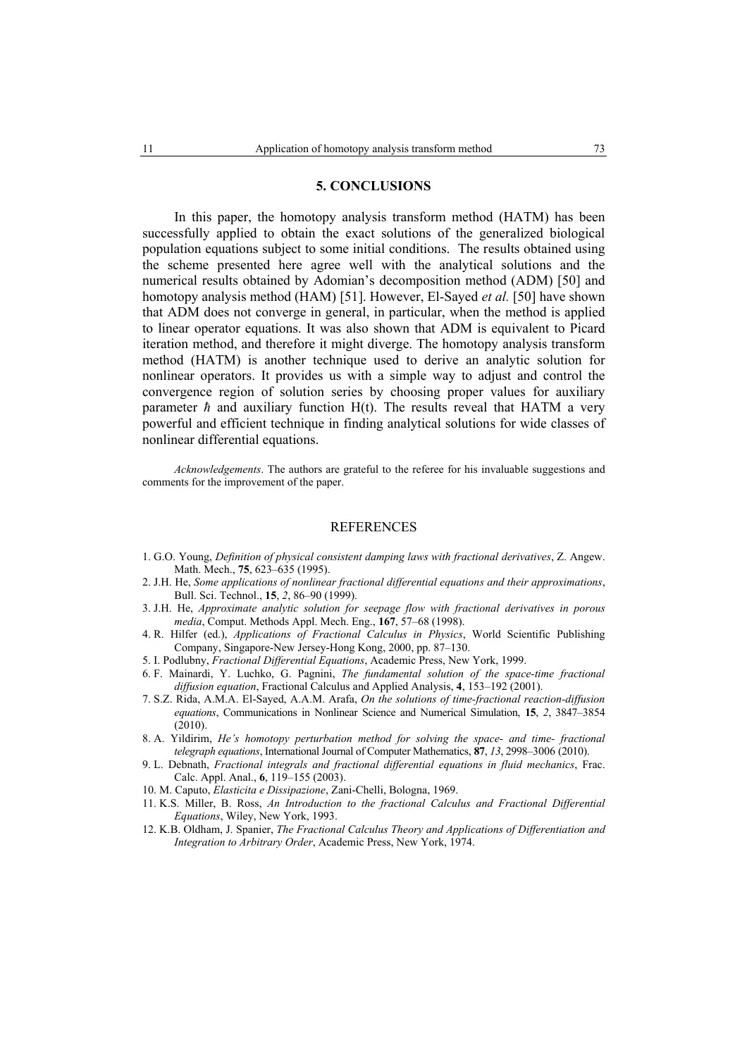## 5. CONCLUSIONS

In this paper, the homotopy analysis transform method (HATM) has been successfully applied to obtain the exact solutions of the generalized biological population equations subject to some initial conditions. The results obtained using the scheme presented here agree well with the analytical solutions and the numerical results obtained by Adomian's decomposition method (ADM) [50] and homotopy analysis method (HAM) [51]. However, El-Sayed *et al.* [50] have shown that ADM does not converge in general, in particular, when the method is applied to linear operator equations. It was also shown that ADM is equivalent to Picard iteration method, and therefore it might diverge. The homotopy analysis transform method (HATM) is another technique used to derive an analytic solution for nonlinear operators. It provides us with a simple way to adjust and control the convergence region of solution series by choosing proper values for auxiliary parameter $\hbar$ and auxiliary function H(t). The results reveal that HATM a very powerful and efficient technique in finding analytical solutions for wide classes of nonlinear differential equations.

*Acknowledgements*. The authors are grateful to the referee for his invaluable suggestions and comments for the improvement of the paper.

## REFERENCES

1. G.O. Young, *Definition of physical consistent damping laws with fractional derivatives*, Z. Angew. Math. Mech., **75**, 623–635 (1995).
2. J.H. He, *Some applications of nonlinear fractional differential equations and their approximations*, Bull. Sci. Technol., **15**, *2*, 86–90 (1999).
3. J.H. He, *Approximate analytic solution for seepage flow with fractional derivatives in porous media*, Comput. Methods Appl. Mech. Eng., **167**, 57–68 (1998).
4. R. Hilfer (ed.), *Applications of Fractional Calculus in Physics*, World Scientific Publishing Company, Singapore-New Jersey-Hong Kong, 2000, pp. 87–130.
5. I. Podlubny, *Fractional Differential Equations*, Academic Press, New York, 1999.
6. F. Mainardi, Y. Luchko, G. Pagnini, *The fundamental solution of the space-time fractional diffusion equation*, Fractional Calculus and Applied Analysis, **4**, 153–192 (2001).
7. S.Z. Rida, A.M.A. El-Sayed, A.A.M. Arafa, *On the solutions of time-fractional reaction-diffusion equations*, Communications in Nonlinear Science and Numerical Simulation, **15**, *2*, 3847–3854 (2010).
8. A. Yildirim, *He's homotopy perturbation method for solving the space- and time- fractional telegraph equations*, International Journal of Computer Mathematics, **87**, *13*, 2998–3006 (2010).
9. L. Debnath, *Fractional integrals and fractional differential equations in fluid mechanics*, Frac. Calc. Appl. Anal., **6**, 119–155 (2003).
10. M. Caputo, *Elasticita e Dissipazione*, Zani-Chelli, Bologna, 1969.
11. K.S. Miller, B. Ross, *An Introduction to the fractional Calculus and Fractional Differential Equations*, Wiley, New York, 1993.
12. K.B. Oldham, J. Spanier, *The Fractional Calculus Theory and Applications of Differentiation and Integration to Arbitrary Order*, Academic Press, New York, 1974.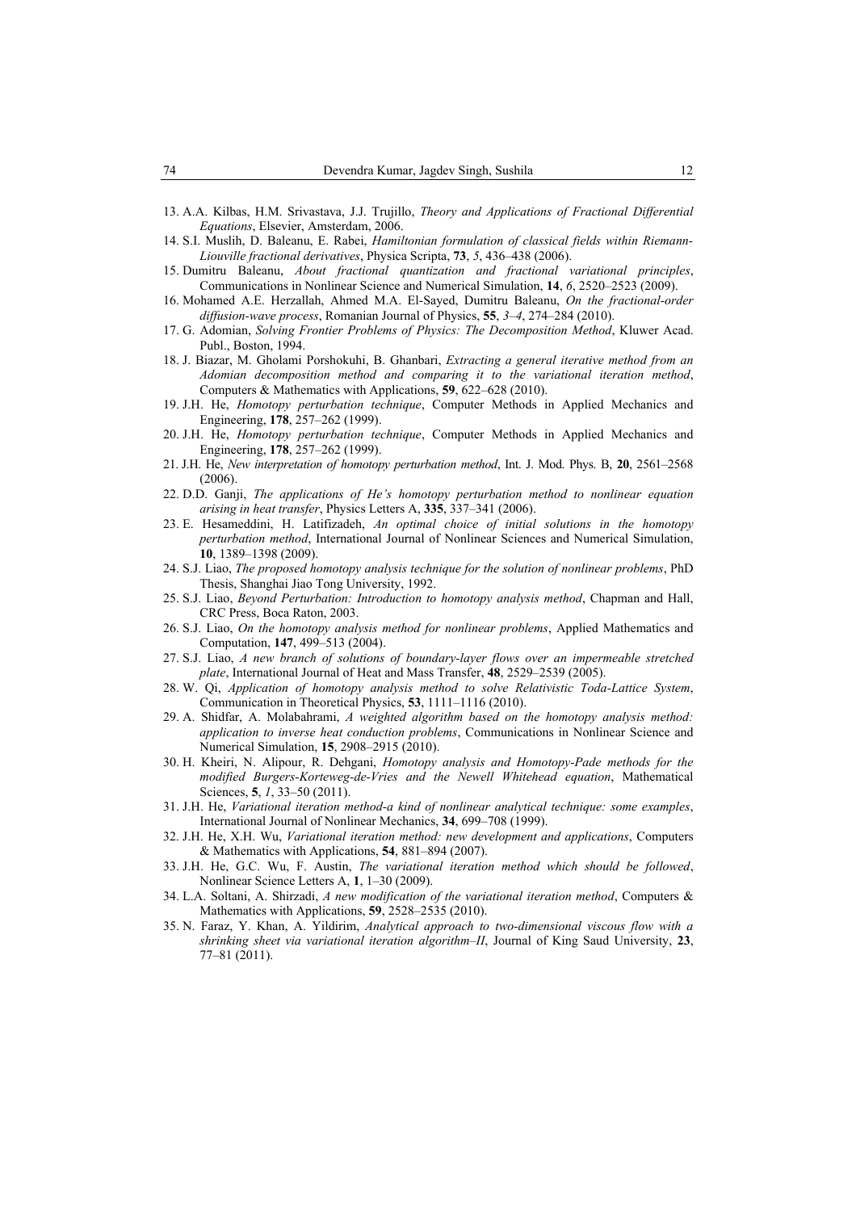13. A.A. Kilbas, H.M. Srivastava, J.J. Trujillo, *Theory and Applications of Fractional Differential Equations*, Elsevier, Amsterdam, 2006.
14. S.I. Muslih, D. Baleanu, E. Rabei, *Hamiltonian formulation of classical fields within Riemann-Liouville fractional derivatives*, Physica Scripta, **73**, *5*, 436–438 (2006).
15. Dumitru Baleanu, *About fractional quantization and fractional variational principles*, Communications in Nonlinear Science and Numerical Simulation, **14**, *6*, 2520–2523 (2009).
16. Mohamed A.E. Herzallah, Ahmed M.A. El-Sayed, Dumitru Baleanu, *On the fractional-order diffusion-wave process*, Romanian Journal of Physics, **55**, *3–4*, 274–284 (2010).
17. G. Adomian, *Solving Frontier Problems of Physics: The Decomposition Method*, Kluwer Acad. Publ., Boston, 1994.
18. J. Biazar, M. Gholami Porshokuhi, B. Ghanbari, *Extracting a general iterative method from an Adomian decomposition method and comparing it to the variational iteration method*, Computers & Mathematics with Applications, **59**, 622–628 (2010).
19. J.H. He, *Homotopy perturbation technique*, Computer Methods in Applied Mechanics and Engineering, **178**, 257–262 (1999).
20. J.H. He, *Homotopy perturbation technique*, Computer Methods in Applied Mechanics and Engineering, **178**, 257–262 (1999).
21. J.H. He, *New interpretation of homotopy perturbation method*, Int. J. Mod. Phys. B, **20**, 2561–2568 (2006).
22. D.D. Ganji, *The applications of He's homotopy perturbation method to nonlinear equation arising in heat transfer*, Physics Letters A, **335**, 337–341 (2006).
23. E. Hesameddini, H. Latifizadeh, *An optimal choice of initial solutions in the homotopy perturbation method*, International Journal of Nonlinear Sciences and Numerical Simulation, **10**, 1389–1398 (2009).
24. S.J. Liao, *The proposed homotopy analysis technique for the solution of nonlinear problems*, PhD Thesis, Shanghai Jiao Tong University, 1992.
25. S.J. Liao, *Beyond Perturbation: Introduction to homotopy analysis method*, Chapman and Hall, CRC Press, Boca Raton, 2003.
26. S.J. Liao, *On the homotopy analysis method for nonlinear problems*, Applied Mathematics and Computation, **147**, 499–513 (2004).
27. S.J. Liao, *A new branch of solutions of boundary-layer flows over an impermeable stretched plate*, International Journal of Heat and Mass Transfer, **48**, 2529–2539 (2005).
28. W. Qi, *Application of homotopy analysis method to solve Relativistic Toda-Lattice System*, Communication in Theoretical Physics, **53**, 1111–1116 (2010).
29. A. Shidfar, A. Molabahrami, *A weighted algorithm based on the homotopy analysis method: application to inverse heat conduction problems*, Communications in Nonlinear Science and Numerical Simulation, **15**, 2908–2915 (2010).
30. H. Kheiri, N. Alipour, R. Dehgani, *Homotopy analysis and Homotopy-Pade methods for the modified Burgers-Korteweg-de-Vries and the Newell Whitehead equation*, Mathematical Sciences, **5**, *1*, 33–50 (2011).
31. J.H. He, *Variational iteration method-a kind of nonlinear analytical technique: some examples*, International Journal of Nonlinear Mechanics, **34**, 699–708 (1999).
32. J.H. He, X.H. Wu, *Variational iteration method: new development and applications*, Computers & Mathematics with Applications, **54**, 881–894 (2007).
33. J.H. He, G.C. Wu, F. Austin, *The variational iteration method which should be followed*, Nonlinear Science Letters A, **1**, 1–30 (2009).
34. L.A. Soltani, A. Shirzadi, *A new modification of the variational iteration method*, Computers & Mathematics with Applications, **59**, 2528–2535 (2010).
35. N. Faraz, Y. Khan, A. Yildirim, *Analytical approach to two-dimensional viscous flow with a shrinking sheet via variational iteration algorithm–II*, Journal of King Saud University, **23**, 77–81 (2011).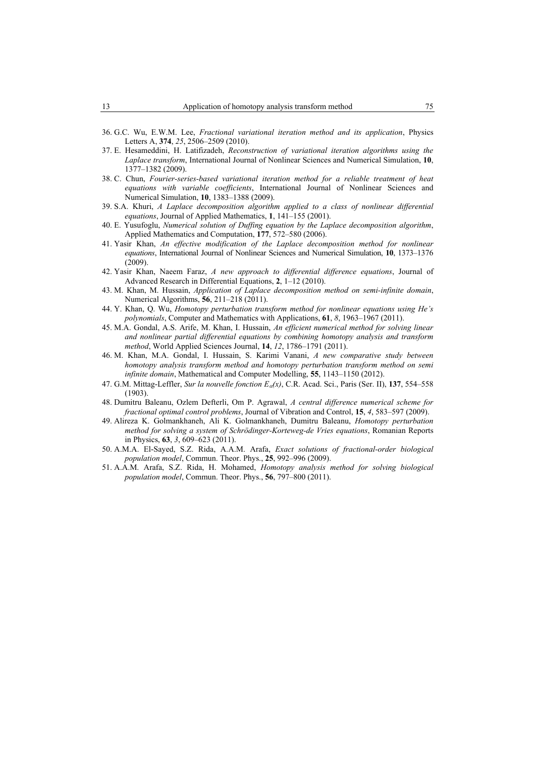36. G.C. Wu, E.W.M. Lee, *Fractional variational iteration method and its application*, Physics Letters A, **374**, *25*, 2506–2509 (2010).
37. E. Hesameddini, H. Latifizadeh, *Reconstruction of variational iteration algorithms using the Laplace transform*, International Journal of Nonlinear Sciences and Numerical Simulation, **10**, 1377–1382 (2009).
38. C. Chun, *Fourier-series-based variational iteration method for a reliable treatment of heat equations with variable coefficients*, International Journal of Nonlinear Sciences and Numerical Simulation, **10**, 1383–1388 (2009).
39. S.A. Khuri, *A Laplace decomposition algorithm applied to a class of nonlinear differential equations*, Journal of Applied Mathematics, **1**, 141–155 (2001).
40. E. Yusufoglu, *Numerical solution of Duffing equation by the Laplace decomposition algorithm*, Applied Mathematics and Computation, **177**, 572–580 (2006).
41. Yasir Khan, *An effective modification of the Laplace decomposition method for nonlinear equations*, International Journal of Nonlinear Sciences and Numerical Simulation, **10**, 1373–1376 (2009).
42. Yasir Khan, Naeem Faraz, *A new approach to differential difference equations*, Journal of Advanced Research in Differential Equations, **2**, 1–12 (2010).
43. M. Khan, M. Hussain, *Application of Laplace decomposition method on semi-infinite domain*, Numerical Algorithms, **56**, 211–218 (2011).
44. Y. Khan, Q. Wu, *Homotopy perturbation transform method for nonlinear equations using He's polynomials*, Computer and Mathematics with Applications, **61**, *8*, 1963–1967 (2011).
45. M.A. Gondal, A.S. Arife, M. Khan, I. Hussain, *An efficient numerical method for solving linear and nonlinear partial differential equations by combining homotopy analysis and transform method*, World Applied Sciences Journal, **14**, *12*, 1786–1791 (2011).
46. M. Khan, M.A. Gondal, I. Hussain, S. Karimi Vanani, *A new comparative study between homotopy analysis transform method and homotopy perturbation transform method on semi infinite domain*, Mathematical and Computer Modelling, **55**, 1143–1150 (2012).
47. G.M. Mittag-Leffler, *Sur la nouvelle fonction $E_{\alpha}(x)$*, C.R. Acad. Sci., Paris (Ser. II), **137**, 554–558 (1903).
48. Dumitru Baleanu, Ozlem Defterli, Om P. Agrawal, *A central difference numerical scheme for fractional optimal control problems*, Journal of Vibration and Control, **15**, *4*, 583–597 (2009).
49. Alireza K. Golmankhaneh, Ali K. Golmankhaneh, Dumitru Baleanu, *Homotopy perturbation method for solving a system of Schrödinger-Korteweg-de Vries equations*, Romanian Reports in Physics, **63**, *3*, 609–623 (2011).
50. A.M.A. El-Sayed, S.Z. Rida, A.A.M. Arafa, *Exact solutions of fractional-order biological population model*, Commun. Theor. Phys., **25**, 992–996 (2009).
51. A.A.M. Arafa, S.Z. Rida, H. Mohamed, *Homotopy analysis method for solving biological population model*, Commun. Theor. Phys., **56**, 797–800 (2011).